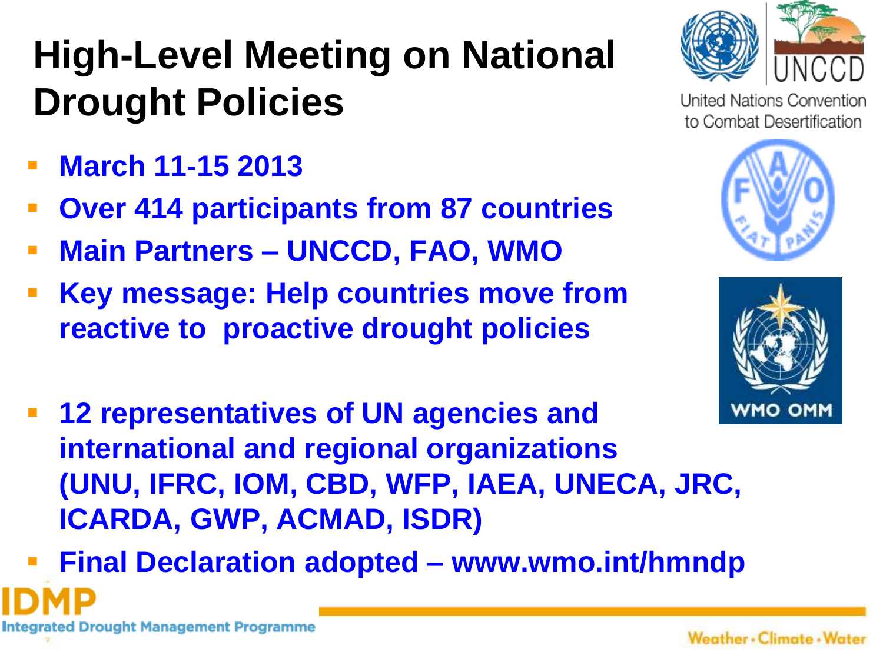# High-Level Meeting on National Drought Policies

- **March 11-15 2013**
- **Over 414 participants from 87 countries**
- **Main Partners – UNCCD, FAO, WMO**
- **Key message: Help countries move from reactive to proactive drought policies**
- **12 representatives of UN agencies and international and regional organizations (UNU, IFRC, IOM, CBD, WFP, IAEA, UNECA, JRC, ICARDA, GWP, ACMAD, ISDR)**
- **Final Declaration adopted – www.wmo.int/hmndp**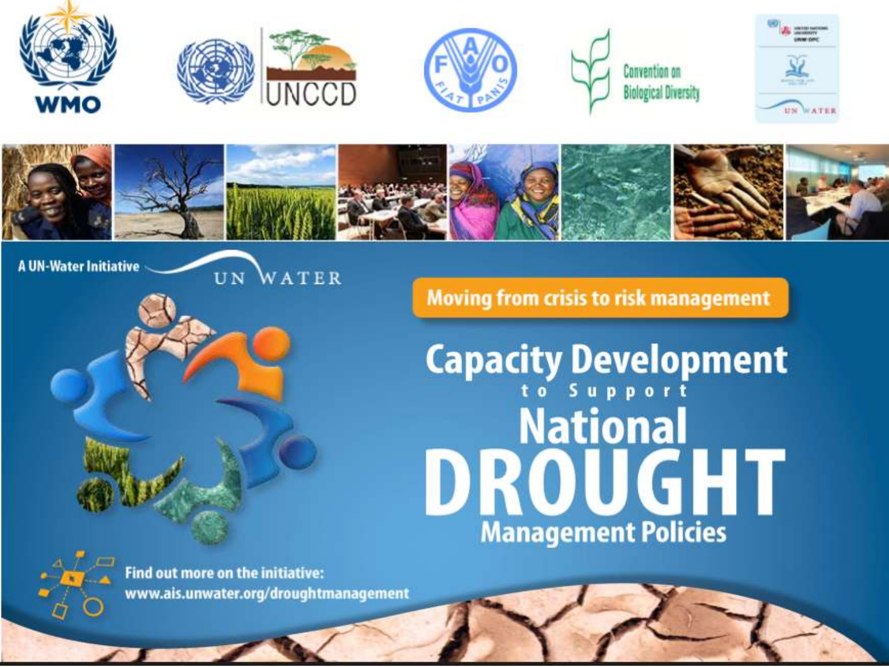WMO

UNCCD

Convention on Biological Diversity

UN WATER

A UN-Water Initiative

UN WATER

**Moving from crisis to risk management**

# Capacity Development to Support National DROUGHT Management Policies

**Find out more on the initiative:**
**www.ais.unwater.org/droughtmanagement**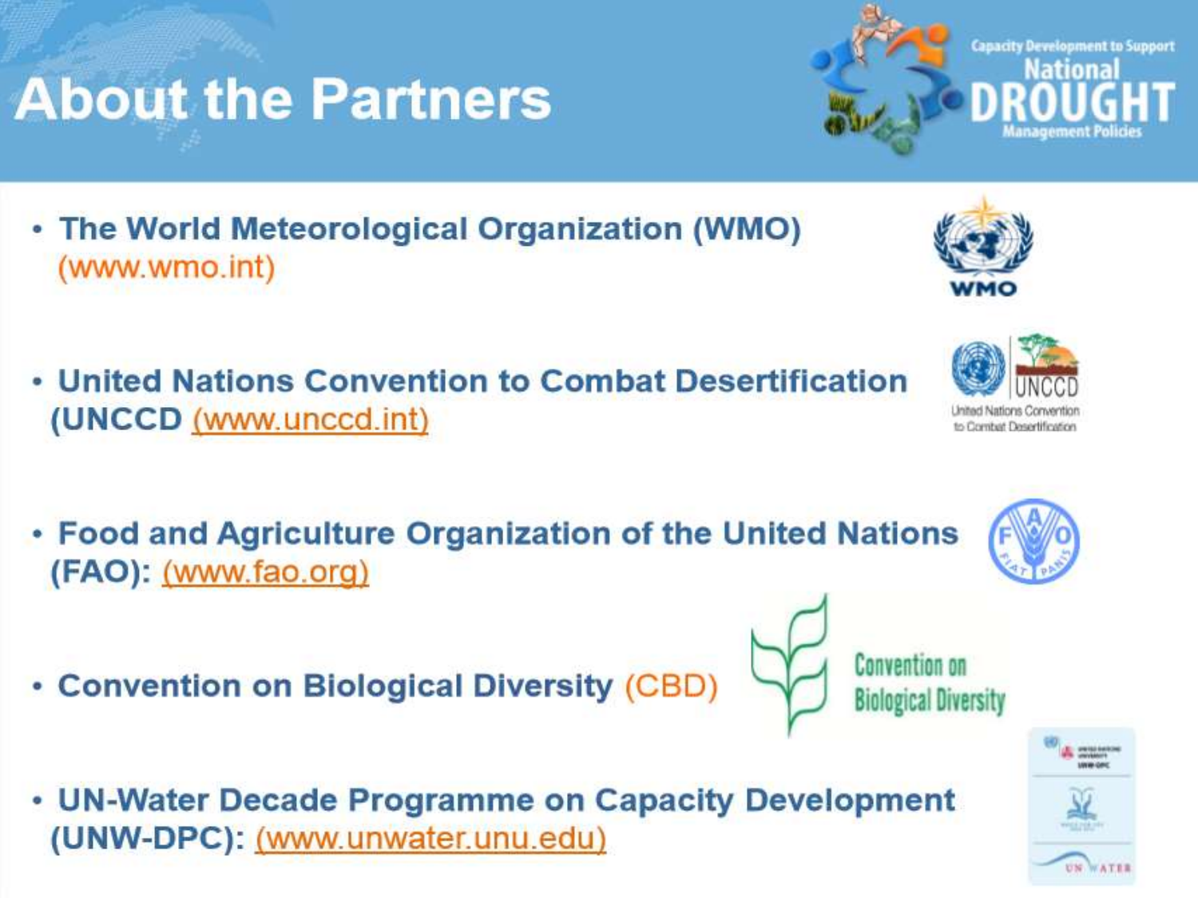# About the Partners

- **The World Meteorological Organization (WMO)** (www.wmo.int)
- **United Nations Convention to Combat Desertification (UNCCD** (www.unccd.int)
- **Food and Agriculture Organization of the United Nations (FAO):** (www.fao.org)
- **Convention on Biological Diversity** (CBD)
- **UN-Water Decade Programme on Capacity Development (UNW-DPC):** (www.unwater.unu.edu)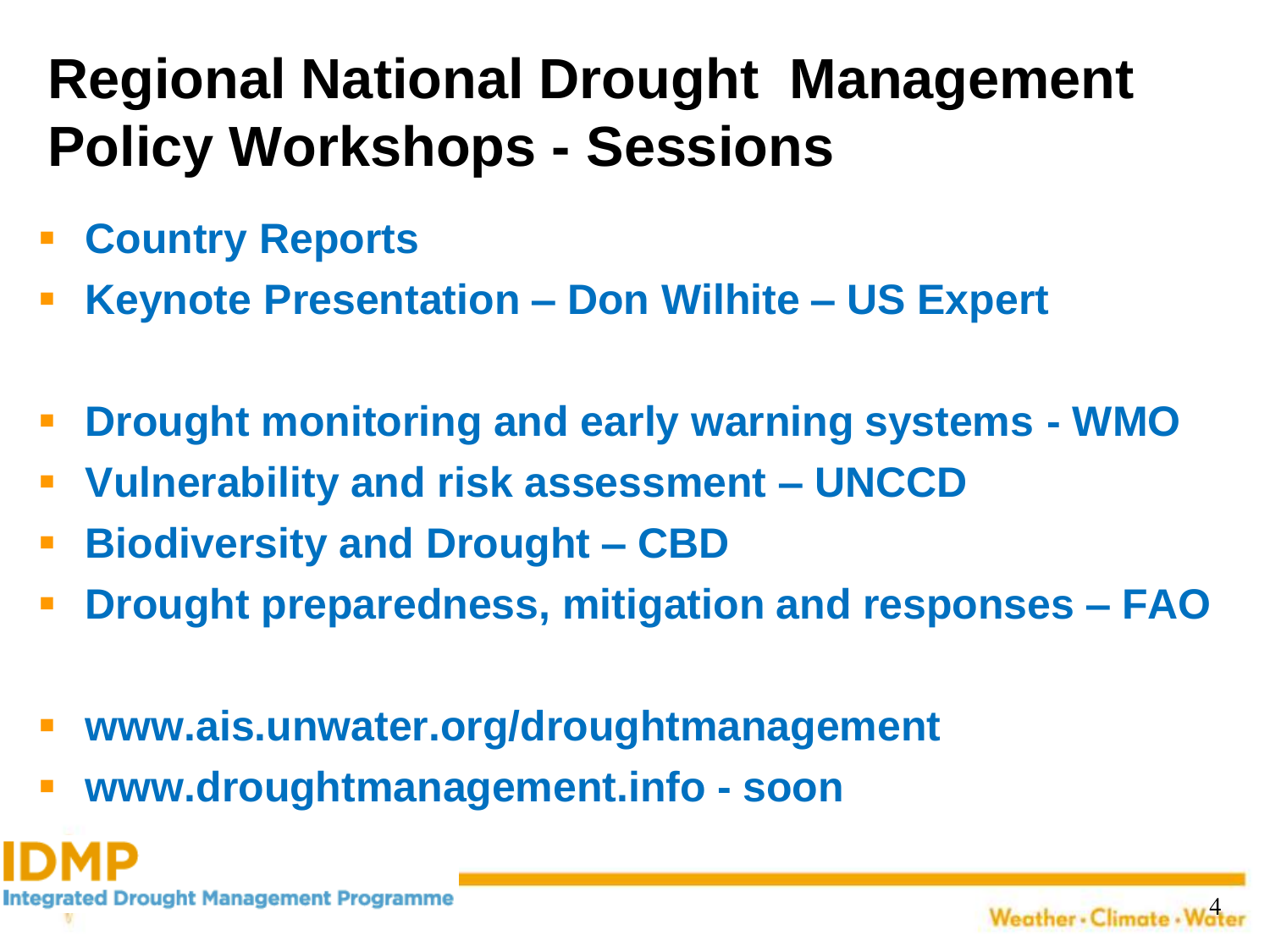# Regional National Drought Management Policy Workshops - Sessions

- **Country Reports**
- **Keynote Presentation – Don Wilhite – US Expert**

- **Drought monitoring and early warning systems - WMO**
- **Vulnerability and risk assessment – UNCCD**
- **Biodiversity and Drought – CBD**
- **Drought preparedness, mitigation and responses – FAO**

- **www.ais.unwater.org/droughtmanagement**
- **www.droughtmanagement.info - soon**

IDMP
Integrated Drought Management Programme

Weather · Climate · Water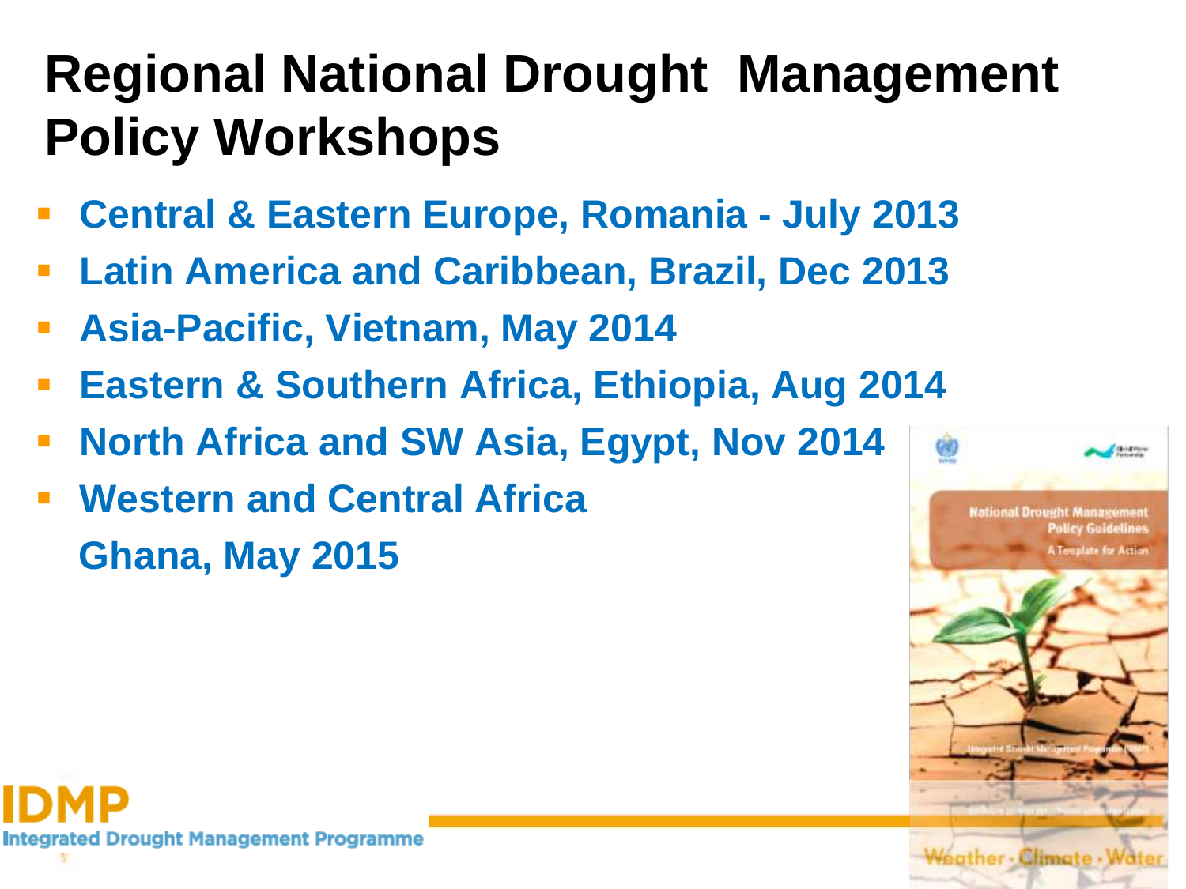# Regional National Drought Management Policy Workshops

- Central & Eastern Europe, Romania - July 2013
- Latin America and Caribbean, Brazil, Dec 2013
- Asia-Pacific, Vietnam, May 2014
- Eastern & Southern Africa, Ethiopia, Aug 2014
- North Africa and SW Asia, Egypt, Nov 2014
- Western and Central Africa
  Ghana, May 2015

IDMP
Integrated Drought Management Programme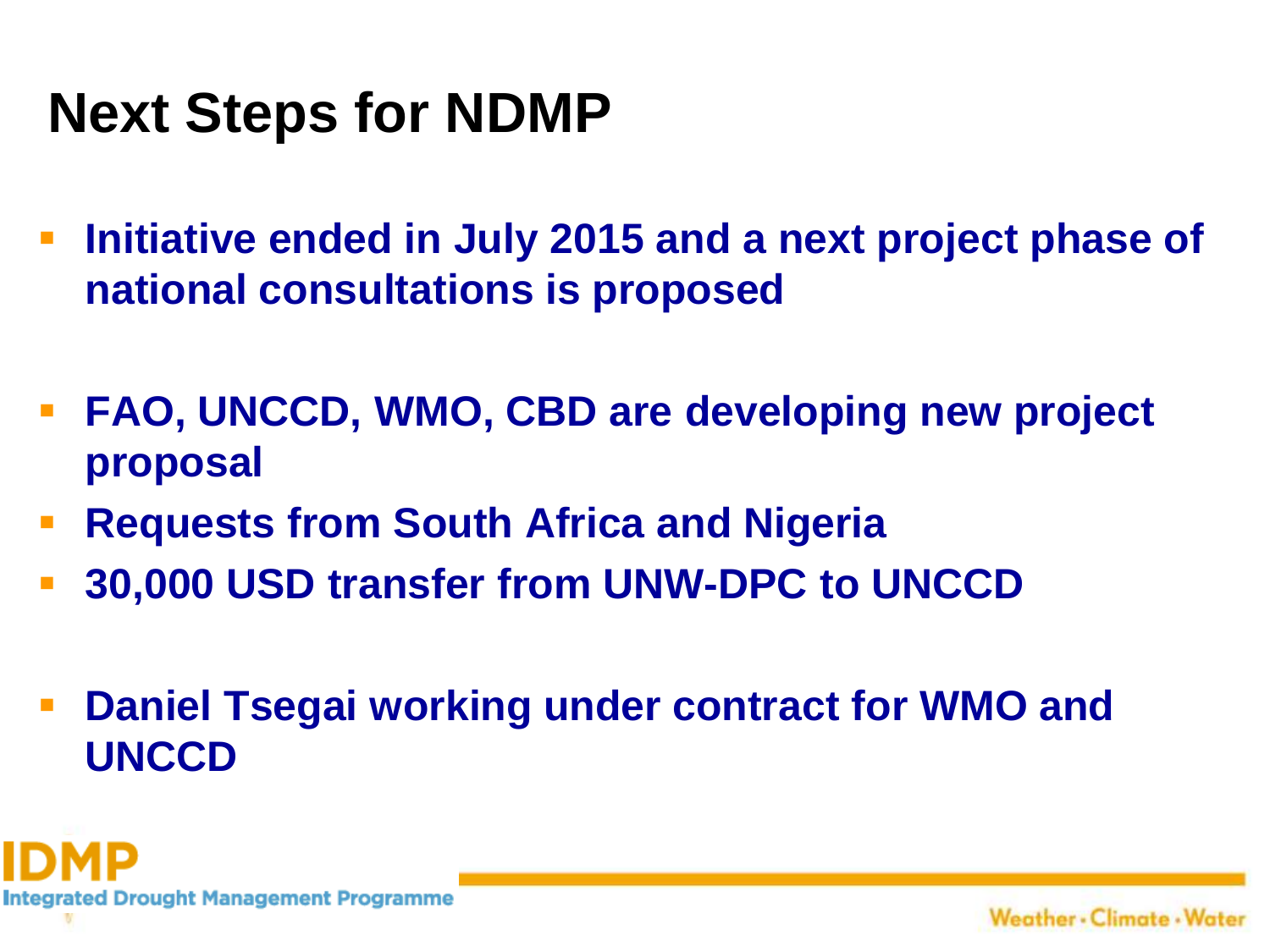# Next Steps for NDMP

- **Initiative ended in July 2015 and a next project phase of national consultations is proposed**
- **FAO, UNCCD, WMO, CBD are developing new project proposal**
- **Requests from South Africa and Nigeria**
- **30,000 USD transfer from UNW-DPC to UNCCD**
- **Daniel Tsegai working under contract for WMO and UNCCD**